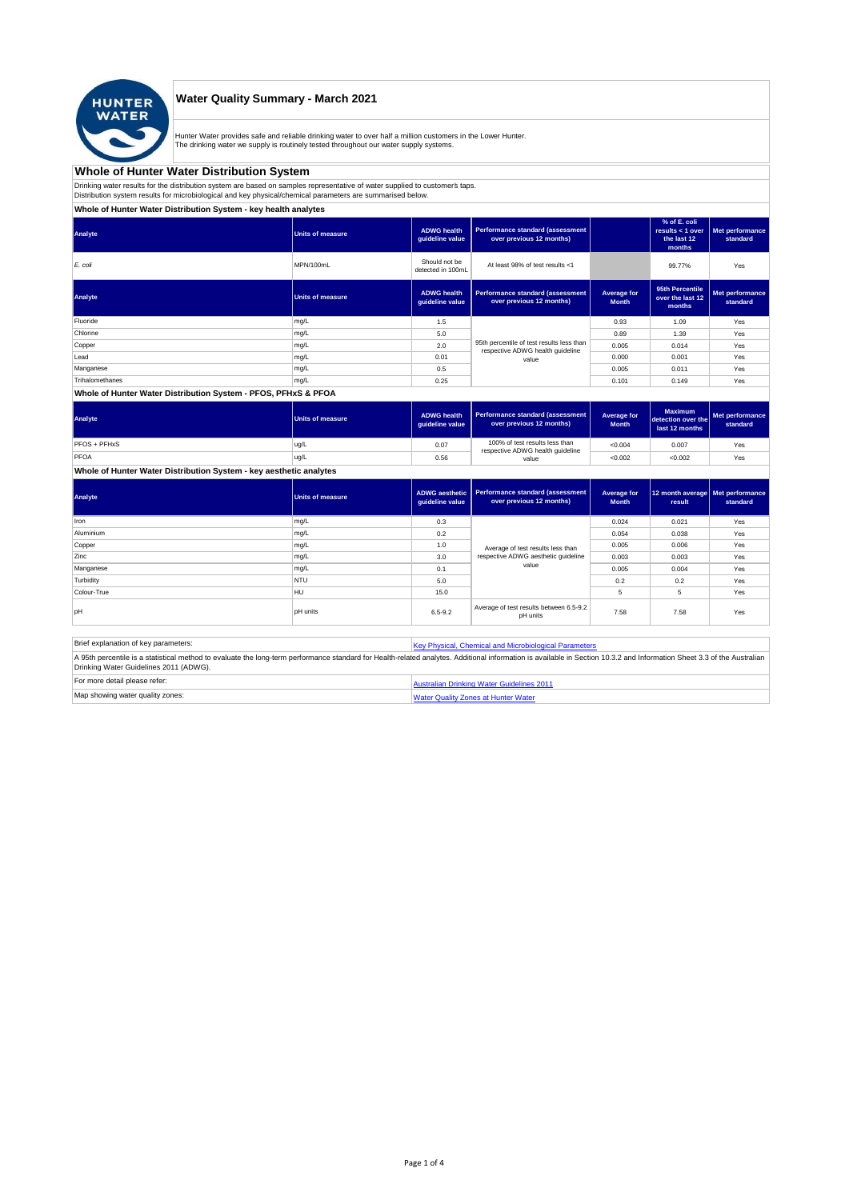# Water Quality Summary - March 2021

Hunter Water provides safe and reliable drinking water to over half a million customers in the Lower Hunter.
The drinking water we supply is routinely tested throughout our water supply systems.

## Whole of Hunter Water Distribution System

Drinking water results for the distribution system are based on samples representative of water supplied to customer's taps.
Distribution system results for microbiological and key physical/chemical parameters are summarised below.

### Whole of Hunter Water Distribution System - key health analytes

| Analyte | Units of measure | ADWG health guideline value | Performance standard (assessment over previous 12 months) | | % of E. coli results < 1 over the last 12 months | Met performance standard |
|---|---|---|---|---|---|---|
| *E. coli* | MPN/100mL | Should not be detected in 100mL | At least 98% of test results <1 | | 99.77% | Yes |

| Analyte | Units of measure | ADWG health guideline value | Performance standard (assessment over previous 12 months) | Average for Month | 95th Percentile over the last 12 months | Met performance standard |
|---|---|---|---|---|---|---|
| Fluoride | mg/L | 1.5 | 95th percentile of test results less than respective ADWG health guideline value | 0.93 | 1.09 | Yes |
| Chlorine | mg/L | 5.0 | | 0.89 | 1.39 | Yes |
| Copper | mg/L | 2.0 | | 0.005 | 0.014 | Yes |
| Lead | mg/L | 0.01 | | 0.000 | 0.001 | Yes |
| Manganese | mg/L | 0.5 | | 0.005 | 0.011 | Yes |
| Trihalomethanes | mg/L | 0.25 | | 0.101 | 0.149 | Yes |

### Whole of Hunter Water Distribution System - PFOS, PFHxS & PFOA

| Analyte | Units of measure | ADWG health guideline value | Performance standard (assessment over previous 12 months) | Average for Month | Maximum detection over the last 12 months | Met performance standard |
|---|---|---|---|---|---|---|
| PFOS + PFHxS | ug/L | 0.07 | 100% of test results less than respective ADWG health guideline value | <0.004 | 0.007 | Yes |
| PFOA | ug/L | 0.56 | | <0.002 | <0.002 | Yes |

### Whole of Hunter Water Distribution System - key aesthetic analytes

| Analyte | Units of measure | ADWG aesthetic guideline value | Performance standard (assessment over previous 12 months) | Average for Month | 12 month average result | Met performance standard |
|---|---|---|---|---|---|---|
| Iron | mg/L | 0.3 | Average of test results less than respective ADWG aesthetic guideline value | 0.024 | 0.021 | Yes |
| Aluminium | mg/L | 0.2 | | 0.054 | 0.038 | Yes |
| Copper | mg/L | 1.0 | | 0.005 | 0.006 | Yes |
| Zinc | mg/L | 3.0 | | 0.003 | 0.003 | Yes |
| Manganese | mg/L | 0.1 | | 0.005 | 0.004 | Yes |
| Turbidity | NTU | 5.0 | | 0.2 | 0.2 | Yes |
| Colour-True | HU | 15.0 | | 5 | 5 | Yes |
| pH | pH units | 6.5-9.2 | Average of test results between 6.5-9.2 pH units | 7.58 | 7.58 | Yes |

| Brief explanation of key parameters: | Key Physical, Chemical and Microbiological Parameters |
|---|---|
| A 95th percentile is a statistical method to evaluate the long-term performance standard for Health-related analytes. Additional information is available in Section 10.3.2 and Information Sheet 3.3 of the Australian Drinking Water Guidelines 2011 (ADWG). | |
| For more detail please refer: | Australian Drinking Water Guidelines 2011 |
| Map showing water quality zones: | Water Quality Zones at Hunter Water |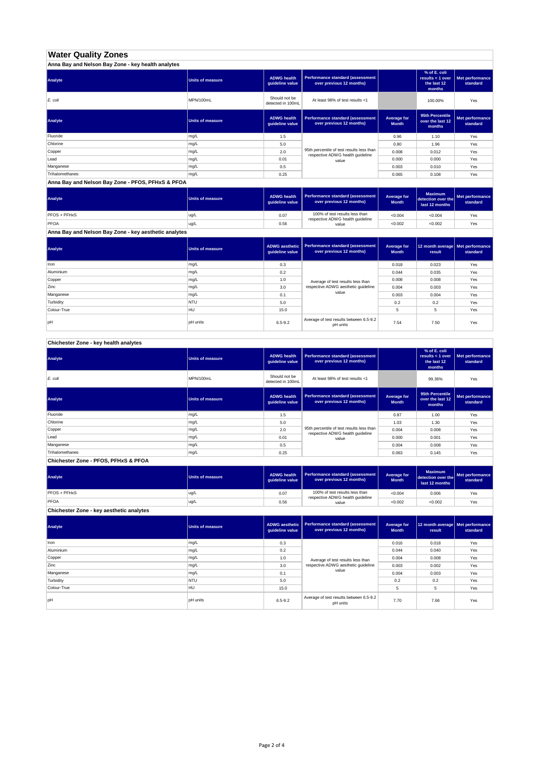# Water Quality Zones

## Anna Bay and Nelson Bay Zone - key health analytes

| Analyte | Units of measure | ADWG health guideline value | Performance standard (assessment over previous 12 months) | | % of E. coli results < 1 over the last 12 months | Met performance standard |
|---|---|---|---|---|---|---|
| *E. coli* | MPN/100mL | Should not be detected in 100mL | At least 98% of test results <1 | | 100.00% | Yes |

| Analyte | Units of measure | ADWG health guideline value | Performance standard (assessment over previous 12 months) | Average for Month | 95th Percentile over the last 12 months | Met performance standard |
|---|---|---|---|---|---|---|
| Fluoride | mg/L | 1.5 | 95th percentile of test results less than respective ADWG health guideline value | 0.96 | 1.10 | Yes |
| Chlorine | mg/L | 5.0 | | 0.80 | 1.96 | Yes |
| Copper | mg/L | 2.0 | | 0.008 | 0.012 | Yes |
| Lead | mg/L | 0.01 | | 0.000 | 0.000 | Yes |
| Manganese | mg/L | 0.5 | | 0.003 | 0.010 | Yes |
| Trihalomethanes | mg/L | 0.25 | | 0.065 | 0.108 | Yes |

## Anna Bay and Nelson Bay Zone - PFOS, PFHxS & PFOA

| Analyte | Units of measure | ADWG health guideline value | Performance standard (assessment over previous 12 months) | Average for Month | Maximum detection over the last 12 months | Met performance standard |
|---|---|---|---|---|---|---|
| PFOS + PFHxS | ug/L | 0.07 | 100% of test results less than respective ADWG health guideline value | <0.004 | <0.004 | Yes |
| PFOA | ug/L | 0.56 | | <0.002 | <0.002 | Yes |

## Anna Bay and Nelson Bay Zone - key aesthetic analytes

| Analyte | Units of measure | ADWG aesthetic guideline value | Performance standard (assessment over previous 12 months) | Average for Month | 12 month average result | Met performance standard |
|---|---|---|---|---|---|---|
| Iron | mg/L | 0.3 | Average of test results less than respective ADWG aesthetic guideline value | 0.018 | 0.023 | Yes |
| Aluminium | mg/L | 0.2 | | 0.044 | 0.035 | Yes |
| Copper | mg/L | 1.0 | | 0.008 | 0.008 | Yes |
| Zinc | mg/L | 3.0 | | 0.004 | 0.003 | Yes |
| Manganese | mg/L | 0.1 | | 0.003 | 0.004 | Yes |
| Turbidity | NTU | 5.0 | | 0.2 | 0.2 | Yes |
| Colour-True | HU | 15.0 | | 5 | 5 | Yes |
| pH | pH units | 6.5-9.2 | Average of test results between 6.5-9.2 pH units | 7.54 | 7.50 | Yes |

## Chichester Zone - key health analytes

| Analyte | Units of measure | ADWG health guideline value | Performance standard (assessment over previous 12 months) | | % of E. coli results < 1 over the last 12 months | Met performance standard |
|---|---|---|---|---|---|---|
| *E. coli* | MPN/100mL | Should not be detected in 100mL | At least 98% of test results <1 | | 99.36% | Yes |

| Analyte | Units of measure | ADWG health guideline value | Performance standard (assessment over previous 12 months) | Average for Month | 95th Percentile over the last 12 months | Met performance standard |
|---|---|---|---|---|---|---|
| Fluoride | mg/L | 1.5 | 95th percentile of test results less than respective ADWG health guideline value | 0.87 | 1.00 | Yes |
| Chlorine | mg/L | 5.0 | | 1.03 | 1.30 | Yes |
| Copper | mg/L | 2.0 | | 0.004 | 0.008 | Yes |
| Lead | mg/L | 0.01 | | 0.000 | 0.001 | Yes |
| Manganese | mg/L | 0.5 | | 0.004 | 0.008 | Yes |
| Trihalomethanes | mg/L | 0.25 | | 0.063 | 0.145 | Yes |

## Chichester Zone - PFOS, PFHxS & PFOA

| Analyte | Units of measure | ADWG health guideline value | Performance standard (assessment over previous 12 months) | Average for Month | Maximum detection over the last 12 months | Met performance standard |
|---|---|---|---|---|---|---|
| PFOS + PFHxS | ug/L | 0.07 | 100% of test results less than respective ADWG health guideline value | <0.004 | 0.006 | Yes |
| PFOA | ug/L | 0.56 | | <0.002 | <0.002 | Yes |

## Chichester Zone - key aesthetic analytes

| Analyte | Units of measure | ADWG aesthetic guideline value | Performance standard (assessment over previous 12 months) | Average for Month | 12 month average result | Met performance standard |
|---|---|---|---|---|---|---|
| Iron | mg/L | 0.3 | Average of test results less than respective ADWG aesthetic guideline value | 0.016 | 0.018 | Yes |
| Aluminium | mg/L | 0.2 | | 0.044 | 0.040 | Yes |
| Copper | mg/L | 1.0 | | 0.004 | 0.008 | Yes |
| Zinc | mg/L | 3.0 | | 0.003 | 0.002 | Yes |
| Manganese | mg/L | 0.1 | | 0.004 | 0.003 | Yes |
| Turbidity | NTU | 5.0 | | 0.2 | 0.2 | Yes |
| Colour-True | HU | 15.0 | | 5 | 5 | Yes |
| pH | pH units | 6.5-9.2 | Average of test results between 6.5-9.2 pH units | 7.70 | 7.66 | Yes |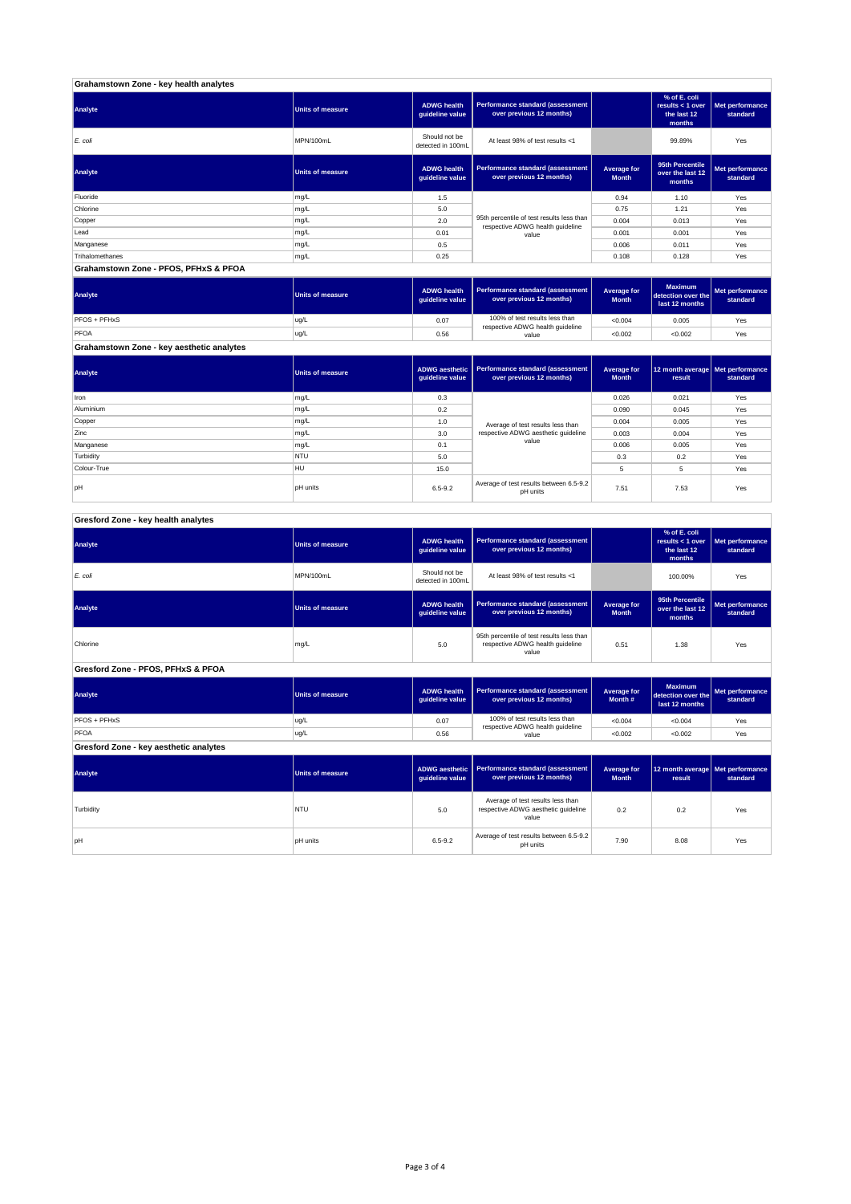## Grahamstown Zone - key health analytes

| Analyte | Units of measure | ADWG health guideline value | Performance standard (assessment over previous 12 months) | | % of E. coli results < 1 over the last 12 months | Met performance standard |
|---|---|---|---|---|---|---|
| *E. coli* | MPN/100mL | Should not be detected in 100mL | At least 98% of test results <1 | | 99.89% | Yes |

| Analyte | Units of measure | ADWG health guideline value | Performance standard (assessment over previous 12 months) | Average for Month | 95th Percentile over the last 12 months | Met performance standard |
|---|---|---|---|---|---|---|
| Fluoride | mg/L | 1.5 | 95th percentile of test results less than respective ADWG health guideline value | 0.94 | 1.10 | Yes |
| Chlorine | mg/L | 5.0 | | 0.75 | 1.21 | Yes |
| Copper | mg/L | 2.0 | | 0.004 | 0.013 | Yes |
| Lead | mg/L | 0.01 | | 0.001 | 0.001 | Yes |
| Manganese | mg/L | 0.5 | | 0.006 | 0.011 | Yes |
| Trihalomethanes | mg/L | 0.25 | | 0.108 | 0.128 | Yes |

## Grahamstown Zone - PFOS, PFHxS & PFOA

| Analyte | Units of measure | ADWG health guideline value | Performance standard (assessment over previous 12 months) | Average for Month | Maximum detection over the last 12 months | Met performance standard |
|---|---|---|---|---|---|---|
| PFOS + PFHxS | ug/L | 0.07 | 100% of test results less than respective ADWG health guideline value | <0.004 | 0.005 | Yes |
| PFOA | ug/L | 0.56 | | <0.002 | <0.002 | Yes |

## Grahamstown Zone - key aesthetic analytes

| Analyte | Units of measure | ADWG aesthetic guideline value | Performance standard (assessment over previous 12 months) | Average for Month | 12 month average result | Met performance standard |
|---|---|---|---|---|---|---|
| Iron | mg/L | 0.3 | Average of test results less than respective ADWG aesthetic guideline value | 0.026 | 0.021 | Yes |
| Aluminium | mg/L | 0.2 | | 0.090 | 0.045 | Yes |
| Copper | mg/L | 1.0 | | 0.004 | 0.005 | Yes |
| Zinc | mg/L | 3.0 | | 0.003 | 0.004 | Yes |
| Manganese | mg/L | 0.1 | | 0.006 | 0.005 | Yes |
| Turbidity | NTU | 5.0 | | 0.3 | 0.2 | Yes |
| Colour-True | HU | 15.0 | | 5 | 5 | Yes |
| pH | pH units | 6.5-9.2 | Average of test results between 6.5-9.2 pH units | 7.51 | 7.53 | Yes |

## Gresford Zone - key health analytes

| Analyte | Units of measure | ADWG health guideline value | Performance standard (assessment over previous 12 months) | | % of E. coli results < 1 over the last 12 months | Met performance standard |
|---|---|---|---|---|---|---|
| *E. coli* | MPN/100mL | Should not be detected in 100mL | At least 98% of test results <1 | | 100.00% | Yes |

| Analyte | Units of measure | ADWG health guideline value | Performance standard (assessment over previous 12 months) | Average for Month | 95th Percentile over the last 12 months | Met performance standard |
|---|---|---|---|---|---|---|
| Chlorine | mg/L | 5.0 | 95th percentile of test results less than respective ADWG health guideline value | 0.51 | 1.38 | Yes |

## Gresford Zone - PFOS, PFHxS & PFOA

| Analyte | Units of measure | ADWG health guideline value | Performance standard (assessment over previous 12 months) | Average for Month # | Maximum detection over the last 12 months | Met performance standard |
|---|---|---|---|---|---|---|
| PFOS + PFHxS | ug/L | 0.07 | 100% of test results less than respective ADWG health guideline value | <0.004 | <0.004 | Yes |
| PFOA | ug/L | 0.56 | | <0.002 | <0.002 | Yes |

## Gresford Zone - key aesthetic analytes

| Analyte | Units of measure | ADWG aesthetic guideline value | Performance standard (assessment over previous 12 months) | Average for Month | 12 month average result | Met performance standard |
|---|---|---|---|---|---|---|
| Turbidity | NTU | 5.0 | Average of test results less than respective ADWG aesthetic guideline value | 0.2 | 0.2 | Yes |
| pH | pH units | 6.5-9.2 | Average of test results between 6.5-9.2 pH units | 7.90 | 8.08 | Yes |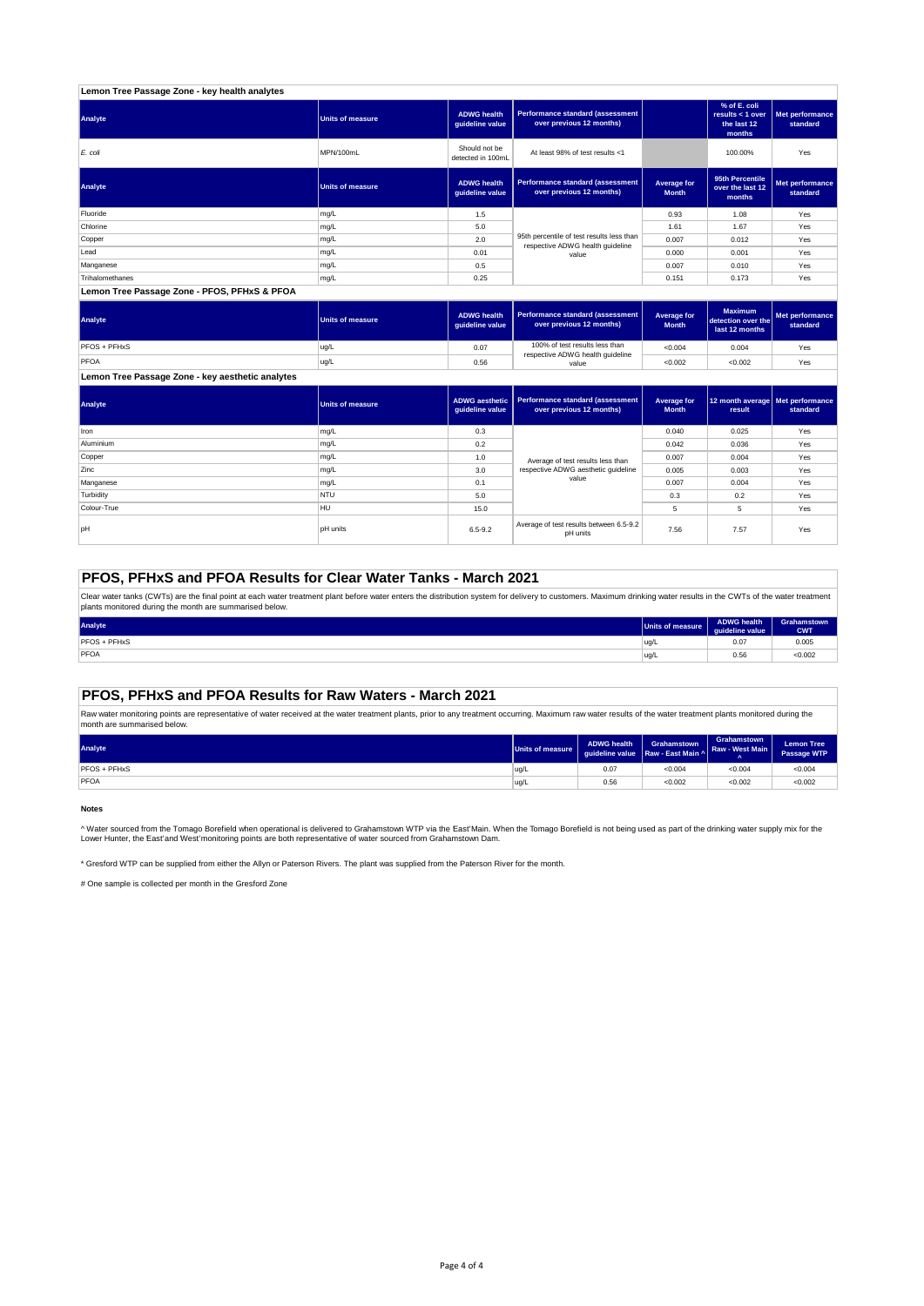## Lemon Tree Passage Zone - key health analytes

| Analyte | Units of measure | ADWG health guideline value | Performance standard (assessment over previous 12 months) | | % of E. coli results < 1 over the last 12 months | Met performance standard |
|---|---|---|---|---|---|---|
| *E. coli* | MPN/100mL | Should not be detected in 100mL | At least 98% of test results <1 | | 100.00% | Yes |

| Analyte | Units of measure | ADWG health guideline value | Performance standard (assessment over previous 12 months) | Average for Month | 95th Percentile over the last 12 months | Met performance standard |
|---|---|---|---|---|---|---|
| Fluoride | mg/L | 1.5 | 95th percentile of test results less than respective ADWG health guideline value | 0.93 | 1.08 | Yes |
| Chlorine | mg/L | 5.0 | | 1.61 | 1.67 | Yes |
| Copper | mg/L | 2.0 | | 0.007 | 0.012 | Yes |
| Lead | mg/L | 0.01 | | 0.000 | 0.001 | Yes |
| Manganese | mg/L | 0.5 | | 0.007 | 0.010 | Yes |
| Trihalomethanes | mg/L | 0.25 | | 0.151 | 0.173 | Yes |

## Lemon Tree Passage Zone - PFOS, PFHxS & PFOA

| Analyte | Units of measure | ADWG health guideline value | Performance standard (assessment over previous 12 months) | Average for Month | Maximum detection over the last 12 months | Met performance standard |
|---|---|---|---|---|---|---|
| PFOS + PFHxS | ug/L | 0.07 | 100% of test results less than respective ADWG health guideline value | <0.004 | 0.004 | Yes |
| PFOA | ug/L | 0.56 | | <0.002 | <0.002 | Yes |

## Lemon Tree Passage Zone - key aesthetic analytes

| Analyte | Units of measure | ADWG aesthetic guideline value | Performance standard (assessment over previous 12 months) | Average for Month | 12 month average result | Met performance standard |
|---|---|---|---|---|---|---|
| Iron | mg/L | 0.3 | Average of test results less than respective ADWG aesthetic guideline value | 0.040 | 0.025 | Yes |
| Aluminium | mg/L | 0.2 | | 0.042 | 0.036 | Yes |
| Copper | mg/L | 1.0 | | 0.007 | 0.004 | Yes |
| Zinc | mg/L | 3.0 | | 0.005 | 0.003 | Yes |
| Manganese | mg/L | 0.1 | | 0.007 | 0.004 | Yes |
| Turbidity | NTU | 5.0 | | 0.3 | 0.2 | Yes |
| Colour-True | HU | 15.0 | | 5 | 5 | Yes |
| pH | pH units | 6.5-9.2 | Average of test results between 6.5-9.2 pH units | 7.56 | 7.57 | Yes |

## PFOS, PFHxS and PFOA Results for Clear Water Tanks - March 2021

Clear water tanks (CWTs) are the final point at each water treatment plant before water enters the distribution system for delivery to customers. Maximum drinking water results in the CWTs of the water treatment plants monitored during the month are summarised below.

| Analyte | Units of measure | ADWG health guideline value | Grahamstown CWT |
|---|---|---|---|
| PFOS + PFHxS | ug/L | 0.07 | 0.005 |
| PFOA | ug/L | 0.56 | <0.002 |

## PFOS, PFHxS and PFOA Results for Raw Waters - March 2021

Raw water monitoring points are representative of water received at the water treatment plants, prior to any treatment occurring. Maximum raw water results of the water treatment plants monitored during the month are summarised below.

| Analyte | Units of measure | ADWG health guideline value | Grahamstown Raw - East Main ^ | Grahamstown Raw - West Main ^ | Lemon Tree Passage WTP |
|---|---|---|---|---|---|
| PFOS + PFHxS | ug/L | 0.07 | <0.004 | <0.004 | <0.004 |
| PFOA | ug/L | 0.56 | <0.002 | <0.002 | <0.002 |

**Notes**

^ Water sourced from the Tomago Borefield when operational is delivered to Grahamstown WTP via the East'Main. When the Tomago Borefield is not being used as part of the drinking water supply mix for the Lower Hunter, the East'and West'monitoring points are both representative of water sourced from Grahamstown Dam.

* Gresford WTP can be supplied from either the Allyn or Paterson Rivers. The plant was supplied from the Paterson River for the month.

# One sample is collected per month in the Gresford Zone